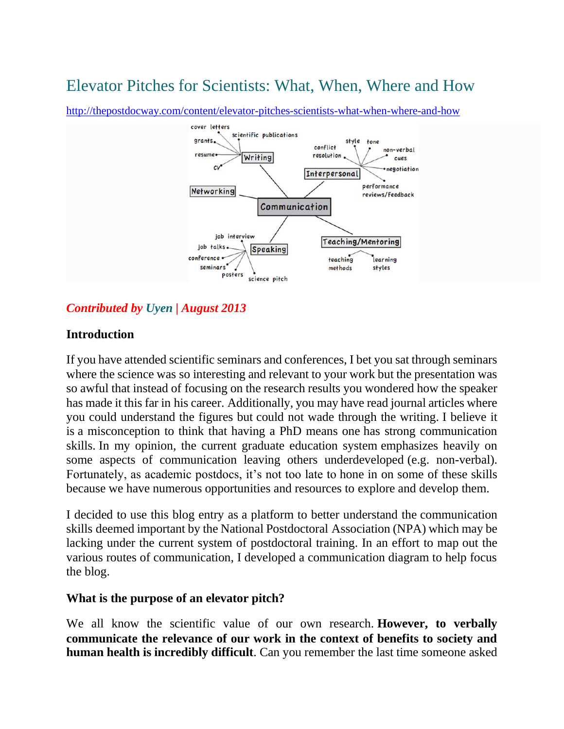# Elevator Pitches for Scientists: What, When, Where and How

http://thepostdocway.com/content/elevator-pitches-scientists-what-when-where-and-how

***Contributed by Uyen | August 2013***

## Introduction

If you have attended scientific seminars and conferences, I bet you sat through seminars where the science was so interesting and relevant to your work but the presentation was so awful that instead of focusing on the research results you wondered how the speaker has made it this far in his career. Additionally, you may have read journal articles where you could understand the figures but could not wade through the writing. I believe it is a misconception to think that having a PhD means one has strong communication skills. In my opinion, the current graduate education system emphasizes heavily on some aspects of communication leaving others underdeveloped (e.g. non-verbal). Fortunately, as academic postdocs, it's not too late to hone in on some of these skills because we have numerous opportunities and resources to explore and develop them.

I decided to use this blog entry as a platform to better understand the communication skills deemed important by the National Postdoctoral Association (NPA) which may be lacking under the current system of postdoctoral training. In an effort to map out the various routes of communication, I developed a communication diagram to help focus the blog.

## What is the purpose of an elevator pitch?

We all know the scientific value of our own research. **However, to verbally communicate the relevance of our work in the context of benefits to society and human health is incredibly difficult**. Can you remember the last time someone asked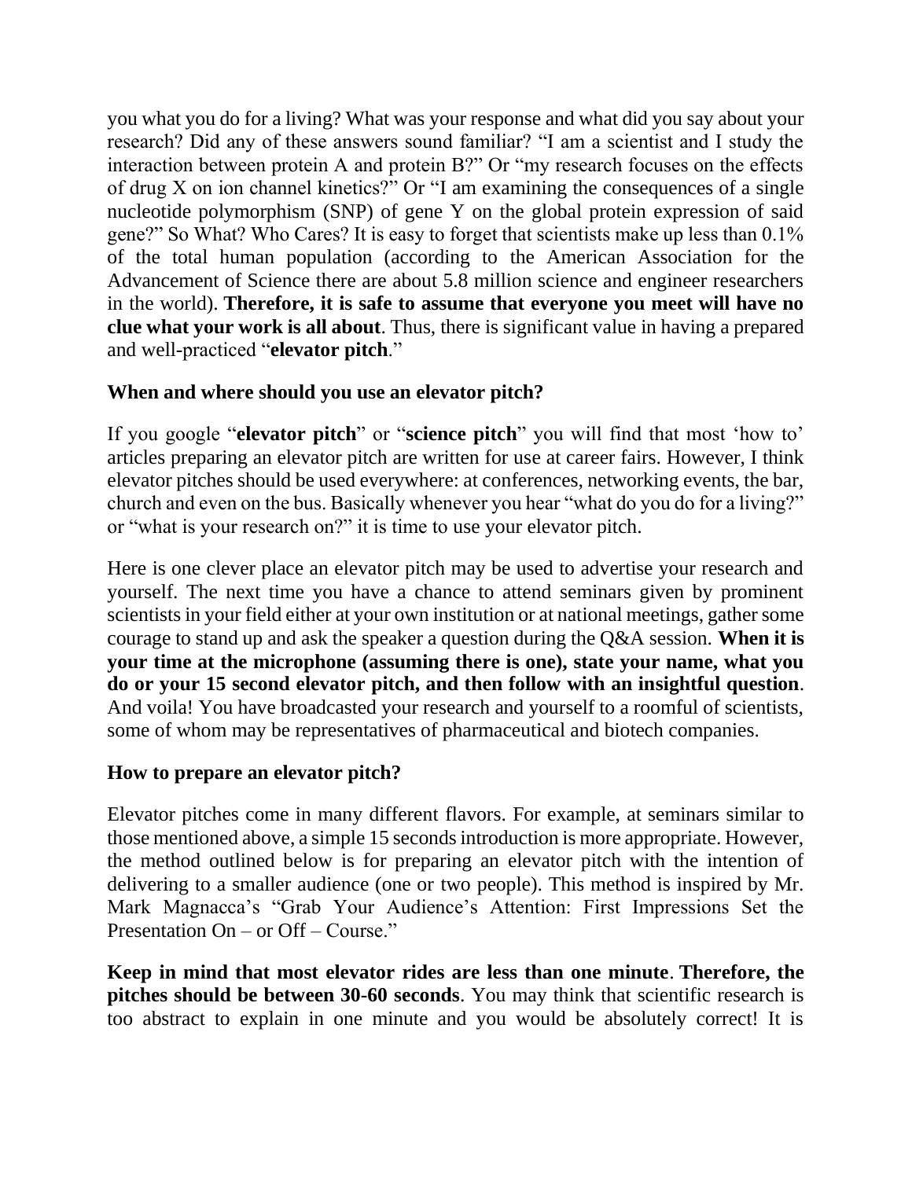you what you do for a living? What was your response and what did you say about your research? Did any of these answers sound familiar? "I am a scientist and I study the interaction between protein A and protein B?" Or "my research focuses on the effects of drug X on ion channel kinetics?" Or "I am examining the consequences of a single nucleotide polymorphism (SNP) of gene Y on the global protein expression of said gene?" So What? Who Cares? It is easy to forget that scientists make up less than 0.1% of the total human population (according to the American Association for the Advancement of Science there are about 5.8 million science and engineer researchers in the world). **Therefore, it is safe to assume that everyone you meet will have no clue what your work is all about**. Thus, there is significant value in having a prepared and well-practiced "**elevator pitch**."

**When and where should you use an elevator pitch?**

If you google "**elevator pitch**" or "**science pitch**" you will find that most 'how to' articles preparing an elevator pitch are written for use at career fairs. However, I think elevator pitches should be used everywhere: at conferences, networking events, the bar, church and even on the bus. Basically whenever you hear "what do you do for a living?" or "what is your research on?" it is time to use your elevator pitch.

Here is one clever place an elevator pitch may be used to advertise your research and yourself. The next time you have a chance to attend seminars given by prominent scientists in your field either at your own institution or at national meetings, gather some courage to stand up and ask the speaker a question during the Q&A session. **When it is your time at the microphone (assuming there is one), state your name, what you do or your 15 second elevator pitch, and then follow with an insightful question**. And voila! You have broadcasted your research and yourself to a roomful of scientists, some of whom may be representatives of pharmaceutical and biotech companies.

**How to prepare an elevator pitch?**

Elevator pitches come in many different flavors. For example, at seminars similar to those mentioned above, a simple 15 seconds introduction is more appropriate. However, the method outlined below is for preparing an elevator pitch with the intention of delivering to a smaller audience (one or two people). This method is inspired by Mr. Mark Magnacca's "Grab Your Audience's Attention: First Impressions Set the Presentation On – or Off – Course."

**Keep in mind that most elevator rides are less than one minute**. **Therefore, the pitches should be between 30-60 seconds**. You may think that scientific research is too abstract to explain in one minute and you would be absolutely correct! It is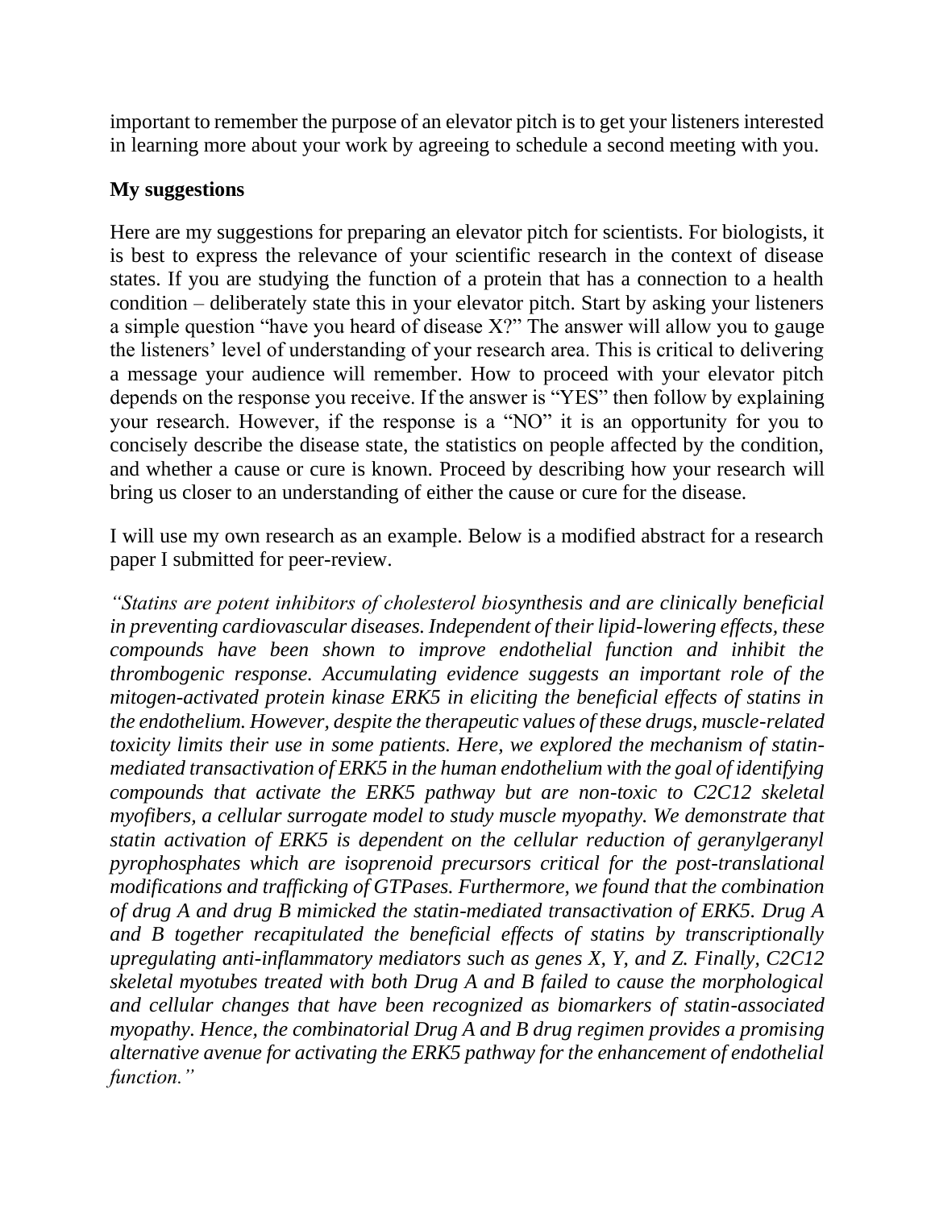important to remember the purpose of an elevator pitch is to get your listeners interested in learning more about your work by agreeing to schedule a second meeting with you.

## My suggestions

Here are my suggestions for preparing an elevator pitch for scientists. For biologists, it is best to express the relevance of your scientific research in the context of disease states. If you are studying the function of a protein that has a connection to a health condition – deliberately state this in your elevator pitch. Start by asking your listeners a simple question "have you heard of disease X?" The answer will allow you to gauge the listeners' level of understanding of your research area. This is critical to delivering a message your audience will remember. How to proceed with your elevator pitch depends on the response you receive. If the answer is "YES" then follow by explaining your research. However, if the response is a "NO" it is an opportunity for you to concisely describe the disease state, the statistics on people affected by the condition, and whether a cause or cure is known. Proceed by describing how your research will bring us closer to an understanding of either the cause or cure for the disease.

I will use my own research as an example. Below is a modified abstract for a research paper I submitted for peer-review.

*"Statins are potent inhibitors of cholesterol biosynthesis and are clinically beneficial in preventing cardiovascular diseases. Independent of their lipid-lowering effects, these compounds have been shown to improve endothelial function and inhibit the thrombogenic response. Accumulating evidence suggests an important role of the mitogen-activated protein kinase ERK5 in eliciting the beneficial effects of statins in the endothelium. However, despite the therapeutic values of these drugs, muscle-related toxicity limits their use in some patients. Here, we explored the mechanism of statin-mediated transactivation of ERK5 in the human endothelium with the goal of identifying compounds that activate the ERK5 pathway but are non-toxic to C2C12 skeletal myofibers, a cellular surrogate model to study muscle myopathy. We demonstrate that statin activation of ERK5 is dependent on the cellular reduction of geranylgeranyl pyrophosphates which are isoprenoid precursors critical for the post-translational modifications and trafficking of GTPases. Furthermore, we found that the combination of drug A and drug B mimicked the statin-mediated transactivation of ERK5. Drug A and B together recapitulated the beneficial effects of statins by transcriptionally upregulating anti-inflammatory mediators such as genes X, Y, and Z. Finally, C2C12 skeletal myotubes treated with both Drug A and B failed to cause the morphological and cellular changes that have been recognized as biomarkers of statin-associated myopathy. Hence, the combinatorial Drug A and B drug regimen provides a promising alternative avenue for activating the ERK5 pathway for the enhancement of endothelial function."*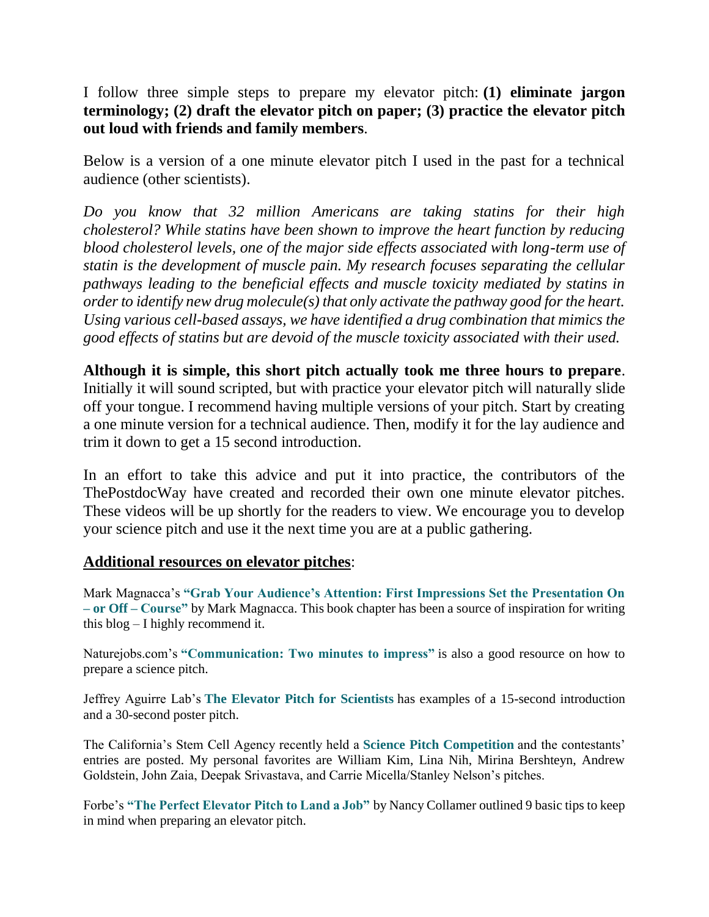I follow three simple steps to prepare my elevator pitch: **(1) eliminate jargon terminology; (2) draft the elevator pitch on paper; (3) practice the elevator pitch out loud with friends and family members**.

Below is a version of a one minute elevator pitch I used in the past for a technical audience (other scientists).

*Do you know that 32 million Americans are taking statins for their high cholesterol? While statins have been shown to improve the heart function by reducing blood cholesterol levels, one of the major side effects associated with long-term use of statin is the development of muscle pain. My research focuses separating the cellular pathways leading to the beneficial effects and muscle toxicity mediated by statins in order to identify new drug molecule(s) that only activate the pathway good for the heart. Using various cell-based assays, we have identified a drug combination that mimics the good effects of statins but are devoid of the muscle toxicity associated with their used.*

**Although it is simple, this short pitch actually took me three hours to prepare**. Initially it will sound scripted, but with practice your elevator pitch will naturally slide off your tongue. I recommend having multiple versions of your pitch. Start by creating a one minute version for a technical audience. Then, modify it for the lay audience and trim it down to get a 15 second introduction.

In an effort to take this advice and put it into practice, the contributors of the ThePostdocWay have created and recorded their own one minute elevator pitches. These videos will be up shortly for the readers to view. We encourage you to develop your science pitch and use it the next time you are at a public gathering.

## Additional resources on elevator pitches:

Mark Magnacca's **"Grab Your Audience's Attention: First Impressions Set the Presentation On – or Off – Course"** by Mark Magnacca. This book chapter has been a source of inspiration for writing this blog – I highly recommend it.

Naturejobs.com's **"Communication: Two minutes to impress"** is also a good resource on how to prepare a science pitch.

Jeffrey Aguirre Lab's **The Elevator Pitch for Scientists** has examples of a 15-second introduction and a 30-second poster pitch.

The California's Stem Cell Agency recently held a **Science Pitch Competition** and the contestants' entries are posted. My personal favorites are William Kim, Lina Nih, Mirina Bershteyn, Andrew Goldstein, John Zaia, Deepak Srivastava, and Carrie Micella/Stanley Nelson's pitches.

Forbe's **"The Perfect Elevator Pitch to Land a Job"** by Nancy Collamer outlined 9 basic tips to keep in mind when preparing an elevator pitch.